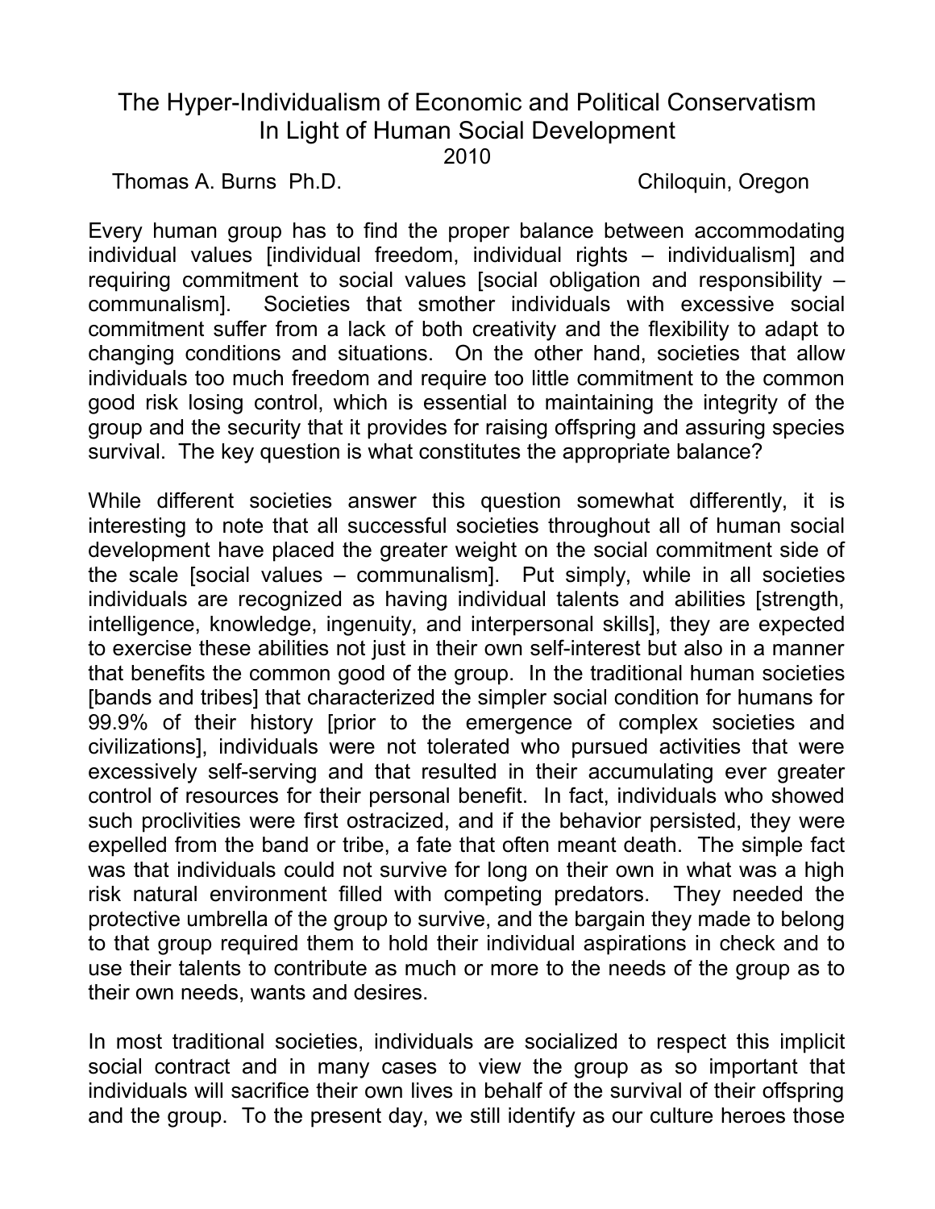# The Hyper-Individualism of Economic and Political Conservatism In Light of Human Social Development

2010

Thomas A. Burns Ph.D. — Chiloquin, Oregon

Every human group has to find the proper balance between accommodating individual values [individual freedom, individual rights – individualism] and requiring commitment to social values [social obligation and responsibility – communalism]. Societies that smother individuals with excessive social commitment suffer from a lack of both creativity and the flexibility to adapt to changing conditions and situations. On the other hand, societies that allow individuals too much freedom and require too little commitment to the common good risk losing control, which is essential to maintaining the integrity of the group and the security that it provides for raising offspring and assuring species survival. The key question is what constitutes the appropriate balance?

While different societies answer this question somewhat differently, it is interesting to note that all successful societies throughout all of human social development have placed the greater weight on the social commitment side of the scale [social values – communalism]. Put simply, while in all societies individuals are recognized as having individual talents and abilities [strength, intelligence, knowledge, ingenuity, and interpersonal skills], they are expected to exercise these abilities not just in their own self-interest but also in a manner that benefits the common good of the group. In the traditional human societies [bands and tribes] that characterized the simpler social condition for humans for 99.9% of their history [prior to the emergence of complex societies and civilizations], individuals were not tolerated who pursued activities that were excessively self-serving and that resulted in their accumulating ever greater control of resources for their personal benefit. In fact, individuals who showed such proclivities were first ostracized, and if the behavior persisted, they were expelled from the band or tribe, a fate that often meant death. The simple fact was that individuals could not survive for long on their own in what was a high risk natural environment filled with competing predators. They needed the protective umbrella of the group to survive, and the bargain they made to belong to that group required them to hold their individual aspirations in check and to use their talents to contribute as much or more to the needs of the group as to their own needs, wants and desires.

In most traditional societies, individuals are socialized to respect this implicit social contract and in many cases to view the group as so important that individuals will sacrifice their own lives in behalf of the survival of their offspring and the group. To the present day, we still identify as our culture heroes those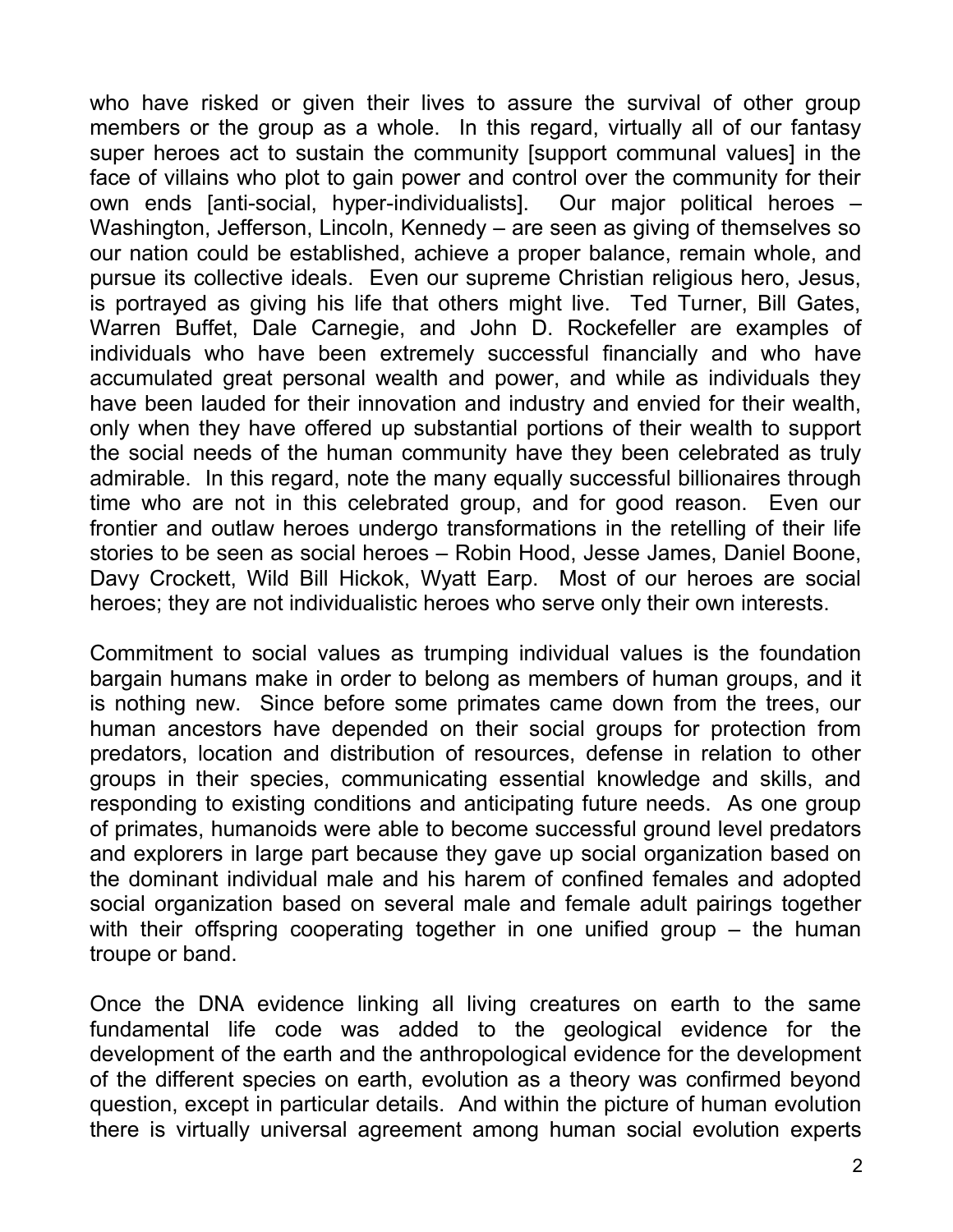who have risked or given their lives to assure the survival of other group members or the group as a whole. In this regard, virtually all of our fantasy super heroes act to sustain the community [support communal values] in the face of villains who plot to gain power and control over the community for their own ends [anti-social, hyper-individualists]. Our major political heroes – Washington, Jefferson, Lincoln, Kennedy – are seen as giving of themselves so our nation could be established, achieve a proper balance, remain whole, and pursue its collective ideals. Even our supreme Christian religious hero, Jesus, is portrayed as giving his life that others might live. Ted Turner, Bill Gates, Warren Buffet, Dale Carnegie, and John D. Rockefeller are examples of individuals who have been extremely successful financially and who have accumulated great personal wealth and power, and while as individuals they have been lauded for their innovation and industry and envied for their wealth, only when they have offered up substantial portions of their wealth to support the social needs of the human community have they been celebrated as truly admirable. In this regard, note the many equally successful billionaires through time who are not in this celebrated group, and for good reason. Even our frontier and outlaw heroes undergo transformations in the retelling of their life stories to be seen as social heroes – Robin Hood, Jesse James, Daniel Boone, Davy Crockett, Wild Bill Hickok, Wyatt Earp. Most of our heroes are social heroes; they are not individualistic heroes who serve only their own interests.

Commitment to social values as trumping individual values is the foundation bargain humans make in order to belong as members of human groups, and it is nothing new. Since before some primates came down from the trees, our human ancestors have depended on their social groups for protection from predators, location and distribution of resources, defense in relation to other groups in their species, communicating essential knowledge and skills, and responding to existing conditions and anticipating future needs. As one group of primates, humanoids were able to become successful ground level predators and explorers in large part because they gave up social organization based on the dominant individual male and his harem of confined females and adopted social organization based on several male and female adult pairings together with their offspring cooperating together in one unified group – the human troupe or band.

Once the DNA evidence linking all living creatures on earth to the same fundamental life code was added to the geological evidence for the development of the earth and the anthropological evidence for the development of the different species on earth, evolution as a theory was confirmed beyond question, except in particular details. And within the picture of human evolution there is virtually universal agreement among human social evolution experts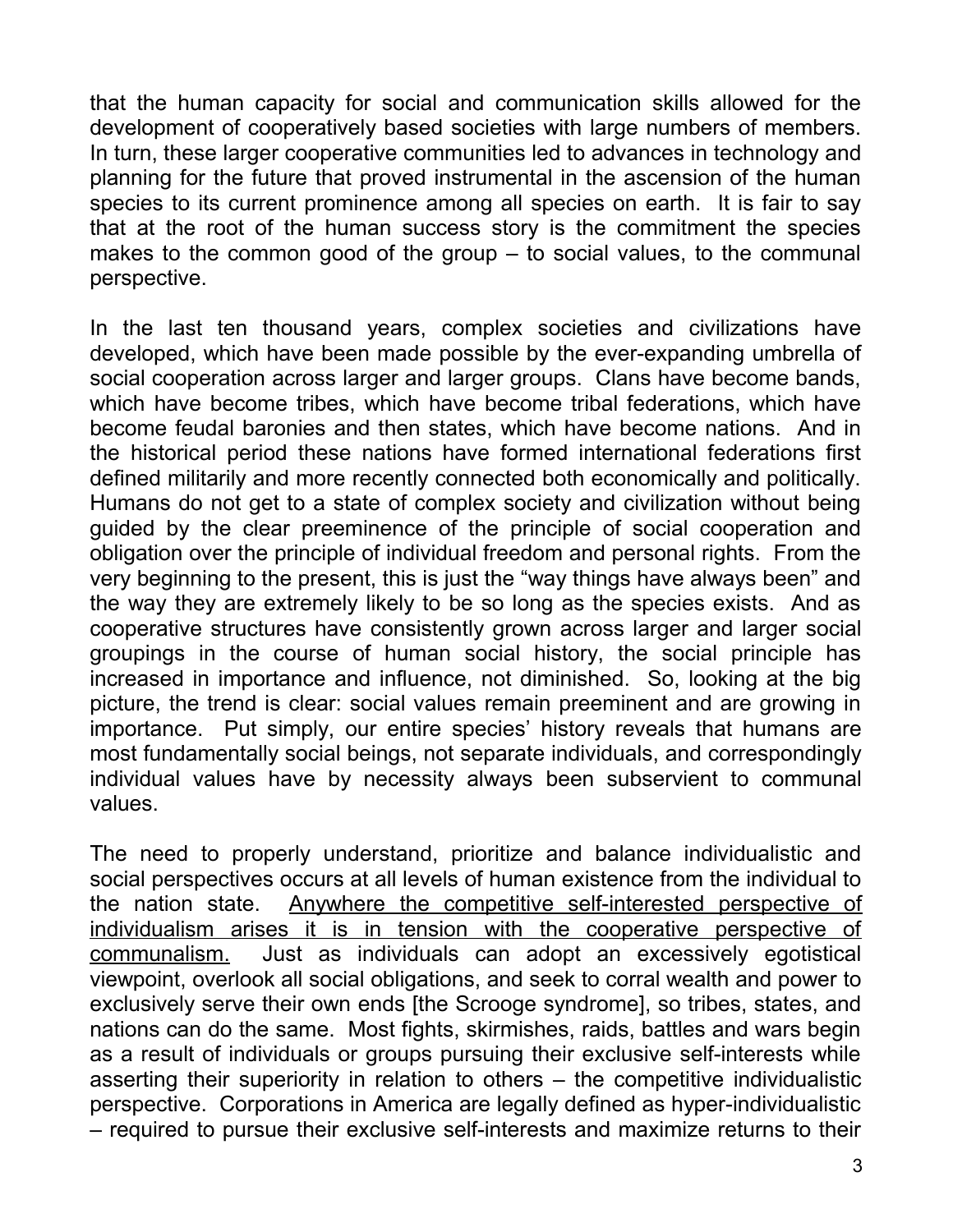that the human capacity for social and communication skills allowed for the development of cooperatively based societies with large numbers of members. In turn, these larger cooperative communities led to advances in technology and planning for the future that proved instrumental in the ascension of the human species to its current prominence among all species on earth. It is fair to say that at the root of the human success story is the commitment the species makes to the common good of the group – to social values, to the communal perspective.

In the last ten thousand years, complex societies and civilizations have developed, which have been made possible by the ever-expanding umbrella of social cooperation across larger and larger groups. Clans have become bands, which have become tribes, which have become tribal federations, which have become feudal baronies and then states, which have become nations. And in the historical period these nations have formed international federations first defined militarily and more recently connected both economically and politically. Humans do not get to a state of complex society and civilization without being guided by the clear preeminence of the principle of social cooperation and obligation over the principle of individual freedom and personal rights. From the very beginning to the present, this is just the "way things have always been" and the way they are extremely likely to be so long as the species exists. And as cooperative structures have consistently grown across larger and larger social groupings in the course of human social history, the social principle has increased in importance and influence, not diminished. So, looking at the big picture, the trend is clear: social values remain preeminent and are growing in importance. Put simply, our entire species' history reveals that humans are most fundamentally social beings, not separate individuals, and correspondingly individual values have by necessity always been subservient to communal values.

The need to properly understand, prioritize and balance individualistic and social perspectives occurs at all levels of human existence from the individual to the nation state. <u>Anywhere the competitive self-interested perspective of individualism arises it is in tension with the cooperative perspective of communalism.</u> Just as individuals can adopt an excessively egotistical viewpoint, overlook all social obligations, and seek to corral wealth and power to exclusively serve their own ends [the Scrooge syndrome], so tribes, states, and nations can do the same. Most fights, skirmishes, raids, battles and wars begin as a result of individuals or groups pursuing their exclusive self-interests while asserting their superiority in relation to others – the competitive individualistic perspective. Corporations in America are legally defined as hyper-individualistic – required to pursue their exclusive self-interests and maximize returns to their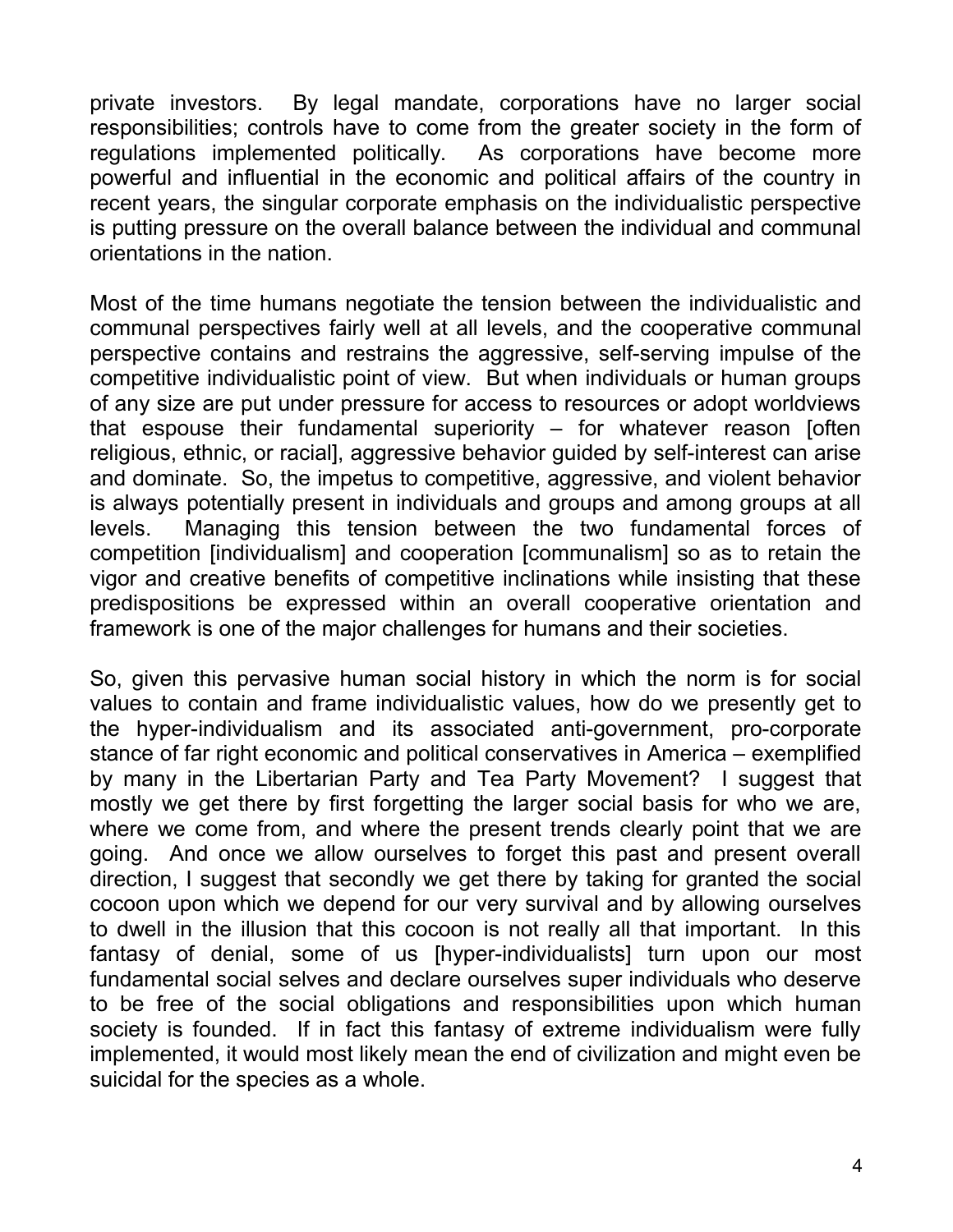private investors. By legal mandate, corporations have no larger social responsibilities; controls have to come from the greater society in the form of regulations implemented politically. As corporations have become more powerful and influential in the economic and political affairs of the country in recent years, the singular corporate emphasis on the individualistic perspective is putting pressure on the overall balance between the individual and communal orientations in the nation.

Most of the time humans negotiate the tension between the individualistic and communal perspectives fairly well at all levels, and the cooperative communal perspective contains and restrains the aggressive, self-serving impulse of the competitive individualistic point of view. But when individuals or human groups of any size are put under pressure for access to resources or adopt worldviews that espouse their fundamental superiority – for whatever reason [often religious, ethnic, or racial], aggressive behavior guided by self-interest can arise and dominate. So, the impetus to competitive, aggressive, and violent behavior is always potentially present in individuals and groups and among groups at all levels. Managing this tension between the two fundamental forces of competition [individualism] and cooperation [communalism] so as to retain the vigor and creative benefits of competitive inclinations while insisting that these predispositions be expressed within an overall cooperative orientation and framework is one of the major challenges for humans and their societies.

So, given this pervasive human social history in which the norm is for social values to contain and frame individualistic values, how do we presently get to the hyper-individualism and its associated anti-government, pro-corporate stance of far right economic and political conservatives in America – exemplified by many in the Libertarian Party and Tea Party Movement? I suggest that mostly we get there by first forgetting the larger social basis for who we are, where we come from, and where the present trends clearly point that we are going. And once we allow ourselves to forget this past and present overall direction, I suggest that secondly we get there by taking for granted the social cocoon upon which we depend for our very survival and by allowing ourselves to dwell in the illusion that this cocoon is not really all that important. In this fantasy of denial, some of us [hyper-individualists] turn upon our most fundamental social selves and declare ourselves super individuals who deserve to be free of the social obligations and responsibilities upon which human society is founded. If in fact this fantasy of extreme individualism were fully implemented, it would most likely mean the end of civilization and might even be suicidal for the species as a whole.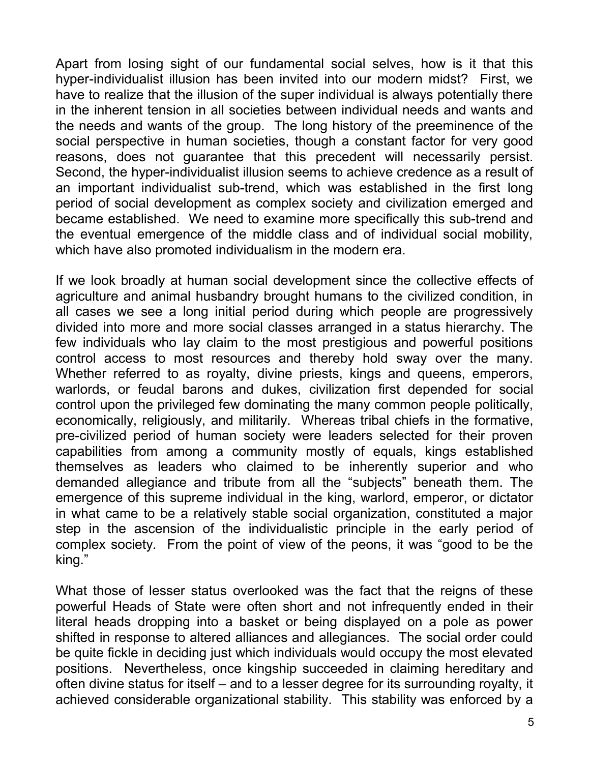Apart from losing sight of our fundamental social selves, how is it that this hyper-individualist illusion has been invited into our modern midst? First, we have to realize that the illusion of the super individual is always potentially there in the inherent tension in all societies between individual needs and wants and the needs and wants of the group. The long history of the preeminence of the social perspective in human societies, though a constant factor for very good reasons, does not guarantee that this precedent will necessarily persist. Second, the hyper-individualist illusion seems to achieve credence as a result of an important individualist sub-trend, which was established in the first long period of social development as complex society and civilization emerged and became established. We need to examine more specifically this sub-trend and the eventual emergence of the middle class and of individual social mobility, which have also promoted individualism in the modern era.

If we look broadly at human social development since the collective effects of agriculture and animal husbandry brought humans to the civilized condition, in all cases we see a long initial period during which people are progressively divided into more and more social classes arranged in a status hierarchy. The few individuals who lay claim to the most prestigious and powerful positions control access to most resources and thereby hold sway over the many. Whether referred to as royalty, divine priests, kings and queens, emperors, warlords, or feudal barons and dukes, civilization first depended for social control upon the privileged few dominating the many common people politically, economically, religiously, and militarily. Whereas tribal chiefs in the formative, pre-civilized period of human society were leaders selected for their proven capabilities from among a community mostly of equals, kings established themselves as leaders who claimed to be inherently superior and who demanded allegiance and tribute from all the "subjects" beneath them. The emergence of this supreme individual in the king, warlord, emperor, or dictator in what came to be a relatively stable social organization, constituted a major step in the ascension of the individualistic principle in the early period of complex society. From the point of view of the peons, it was "good to be the king."

What those of lesser status overlooked was the fact that the reigns of these powerful Heads of State were often short and not infrequently ended in their literal heads dropping into a basket or being displayed on a pole as power shifted in response to altered alliances and allegiances. The social order could be quite fickle in deciding just which individuals would occupy the most elevated positions. Nevertheless, once kingship succeeded in claiming hereditary and often divine status for itself – and to a lesser degree for its surrounding royalty, it achieved considerable organizational stability. This stability was enforced by a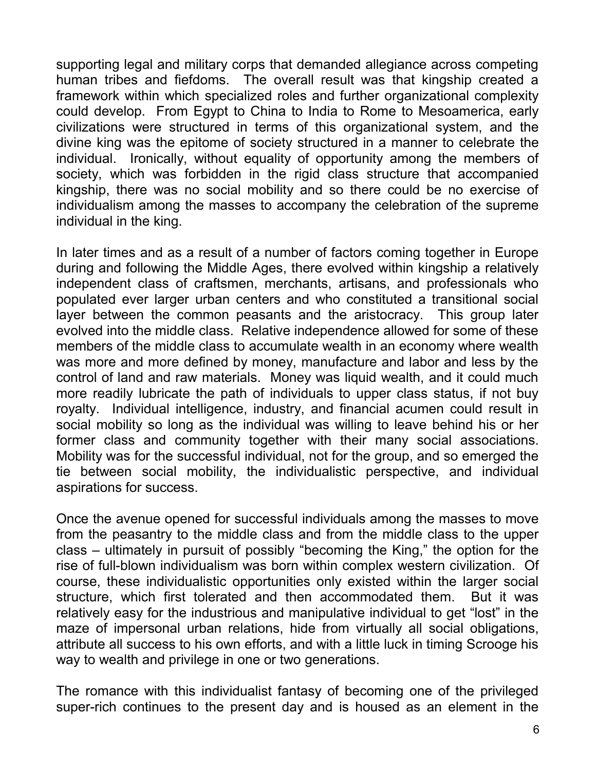supporting legal and military corps that demanded allegiance across competing human tribes and fiefdoms. The overall result was that kingship created a framework within which specialized roles and further organizational complexity could develop. From Egypt to China to India to Rome to Mesoamerica, early civilizations were structured in terms of this organizational system, and the divine king was the epitome of society structured in a manner to celebrate the individual. Ironically, without equality of opportunity among the members of society, which was forbidden in the rigid class structure that accompanied kingship, there was no social mobility and so there could be no exercise of individualism among the masses to accompany the celebration of the supreme individual in the king.

In later times and as a result of a number of factors coming together in Europe during and following the Middle Ages, there evolved within kingship a relatively independent class of craftsmen, merchants, artisans, and professionals who populated ever larger urban centers and who constituted a transitional social layer between the common peasants and the aristocracy. This group later evolved into the middle class. Relative independence allowed for some of these members of the middle class to accumulate wealth in an economy where wealth was more and more defined by money, manufacture and labor and less by the control of land and raw materials. Money was liquid wealth, and it could much more readily lubricate the path of individuals to upper class status, if not buy royalty. Individual intelligence, industry, and financial acumen could result in social mobility so long as the individual was willing to leave behind his or her former class and community together with their many social associations. Mobility was for the successful individual, not for the group, and so emerged the tie between social mobility, the individualistic perspective, and individual aspirations for success.

Once the avenue opened for successful individuals among the masses to move from the peasantry to the middle class and from the middle class to the upper class – ultimately in pursuit of possibly "becoming the King," the option for the rise of full-blown individualism was born within complex western civilization. Of course, these individualistic opportunities only existed within the larger social structure, which first tolerated and then accommodated them. But it was relatively easy for the industrious and manipulative individual to get "lost" in the maze of impersonal urban relations, hide from virtually all social obligations, attribute all success to his own efforts, and with a little luck in timing Scrooge his way to wealth and privilege in one or two generations.

The romance with this individualist fantasy of becoming one of the privileged super-rich continues to the present day and is housed as an element in the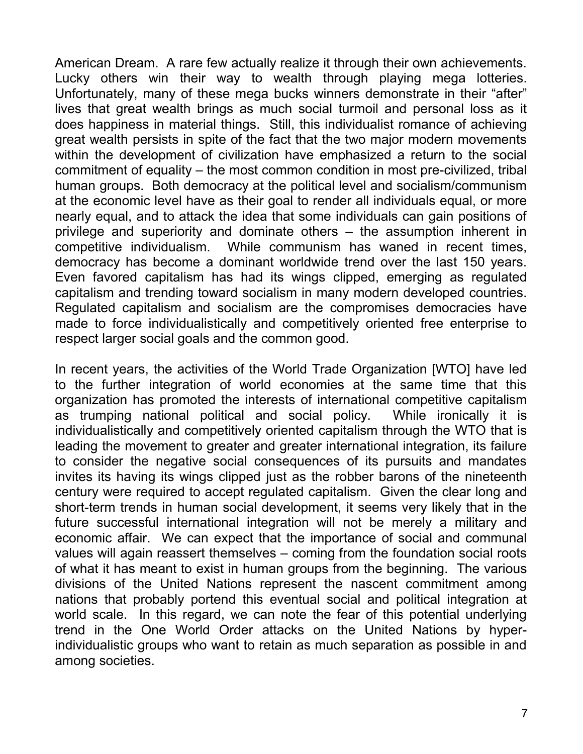American Dream. A rare few actually realize it through their own achievements. Lucky others win their way to wealth through playing mega lotteries. Unfortunately, many of these mega bucks winners demonstrate in their "after" lives that great wealth brings as much social turmoil and personal loss as it does happiness in material things. Still, this individualist romance of achieving great wealth persists in spite of the fact that the two major modern movements within the development of civilization have emphasized a return to the social commitment of equality – the most common condition in most pre-civilized, tribal human groups. Both democracy at the political level and socialism/communism at the economic level have as their goal to render all individuals equal, or more nearly equal, and to attack the idea that some individuals can gain positions of privilege and superiority and dominate others – the assumption inherent in competitive individualism. While communism has waned in recent times, democracy has become a dominant worldwide trend over the last 150 years. Even favored capitalism has had its wings clipped, emerging as regulated capitalism and trending toward socialism in many modern developed countries. Regulated capitalism and socialism are the compromises democracies have made to force individualistically and competitively oriented free enterprise to respect larger social goals and the common good.

In recent years, the activities of the World Trade Organization [WTO] have led to the further integration of world economies at the same time that this organization has promoted the interests of international competitive capitalism as trumping national political and social policy. While ironically it is individualistically and competitively oriented capitalism through the WTO that is leading the movement to greater and greater international integration, its failure to consider the negative social consequences of its pursuits and mandates invites its having its wings clipped just as the robber barons of the nineteenth century were required to accept regulated capitalism. Given the clear long and short-term trends in human social development, it seems very likely that in the future successful international integration will not be merely a military and economic affair. We can expect that the importance of social and communal values will again reassert themselves – coming from the foundation social roots of what it has meant to exist in human groups from the beginning. The various divisions of the United Nations represent the nascent commitment among nations that probably portend this eventual social and political integration at world scale. In this regard, we can note the fear of this potential underlying trend in the One World Order attacks on the United Nations by hyper-individualistic groups who want to retain as much separation as possible in and among societies.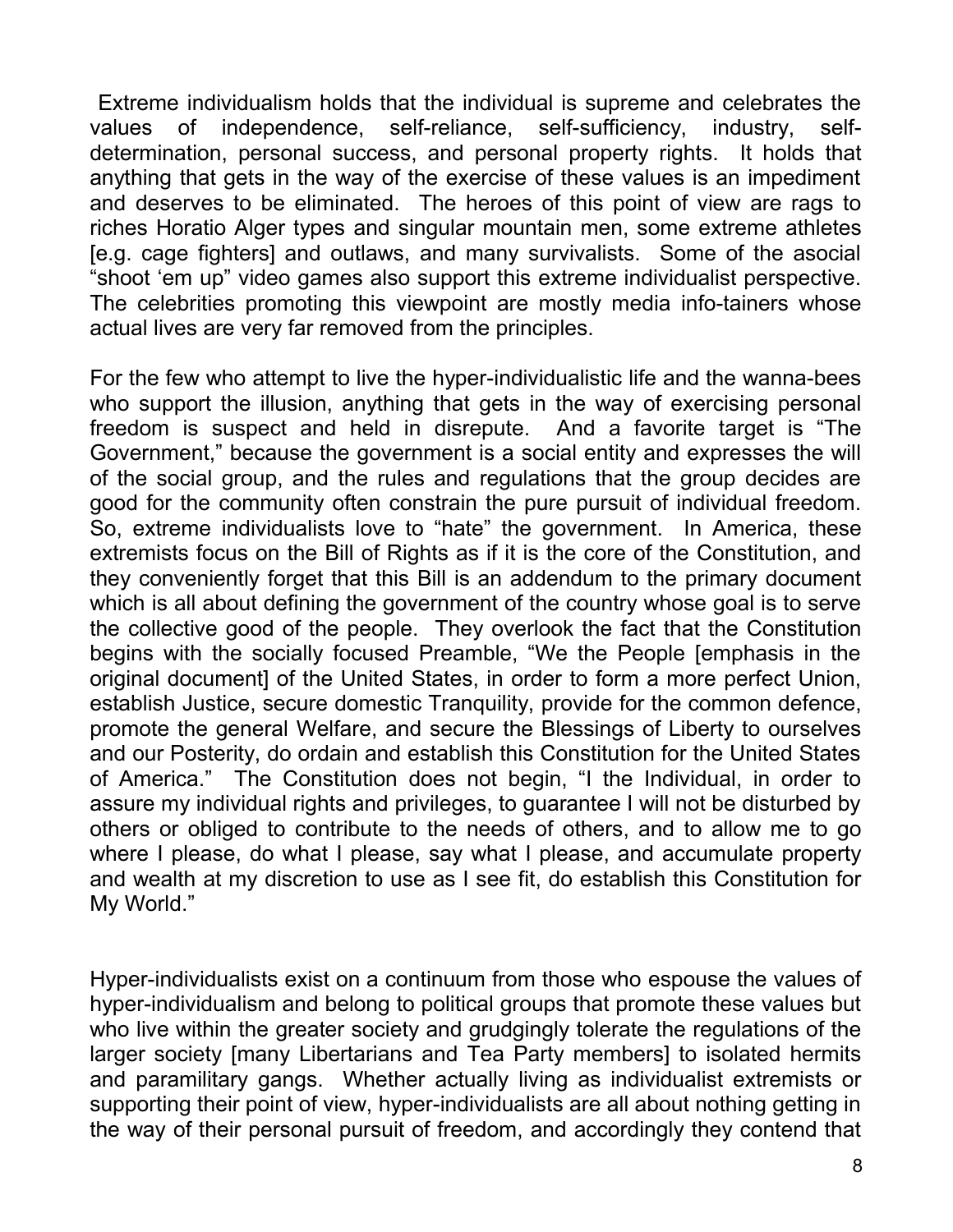Extreme individualism holds that the individual is supreme and celebrates the values of independence, self-reliance, self-sufficiency, industry, self-determination, personal success, and personal property rights. It holds that anything that gets in the way of the exercise of these values is an impediment and deserves to be eliminated. The heroes of this point of view are rags to riches Horatio Alger types and singular mountain men, some extreme athletes [e.g. cage fighters] and outlaws, and many survivalists. Some of the asocial "shoot 'em up" video games also support this extreme individualist perspective. The celebrities promoting this viewpoint are mostly media info-tainers whose actual lives are very far removed from the principles.

For the few who attempt to live the hyper-individualistic life and the wanna-bees who support the illusion, anything that gets in the way of exercising personal freedom is suspect and held in disrepute. And a favorite target is "The Government," because the government is a social entity and expresses the will of the social group, and the rules and regulations that the group decides are good for the community often constrain the pure pursuit of individual freedom. So, extreme individualists love to "hate" the government. In America, these extremists focus on the Bill of Rights as if it is the core of the Constitution, and they conveniently forget that this Bill is an addendum to the primary document which is all about defining the government of the country whose goal is to serve the collective good of the people. They overlook the fact that the Constitution begins with the socially focused Preamble, "We the People [emphasis in the original document] of the United States, in order to form a more perfect Union, establish Justice, secure domestic Tranquility, provide for the common defence, promote the general Welfare, and secure the Blessings of Liberty to ourselves and our Posterity, do ordain and establish this Constitution for the United States of America." The Constitution does not begin, "I the Individual, in order to assure my individual rights and privileges, to guarantee I will not be disturbed by others or obliged to contribute to the needs of others, and to allow me to go where I please, do what I please, say what I please, and accumulate property and wealth at my discretion to use as I see fit, do establish this Constitution for My World."

Hyper-individualists exist on a continuum from those who espouse the values of hyper-individualism and belong to political groups that promote these values but who live within the greater society and grudgingly tolerate the regulations of the larger society [many Libertarians and Tea Party members] to isolated hermits and paramilitary gangs. Whether actually living as individualist extremists or supporting their point of view, hyper-individualists are all about nothing getting in the way of their personal pursuit of freedom, and accordingly they contend that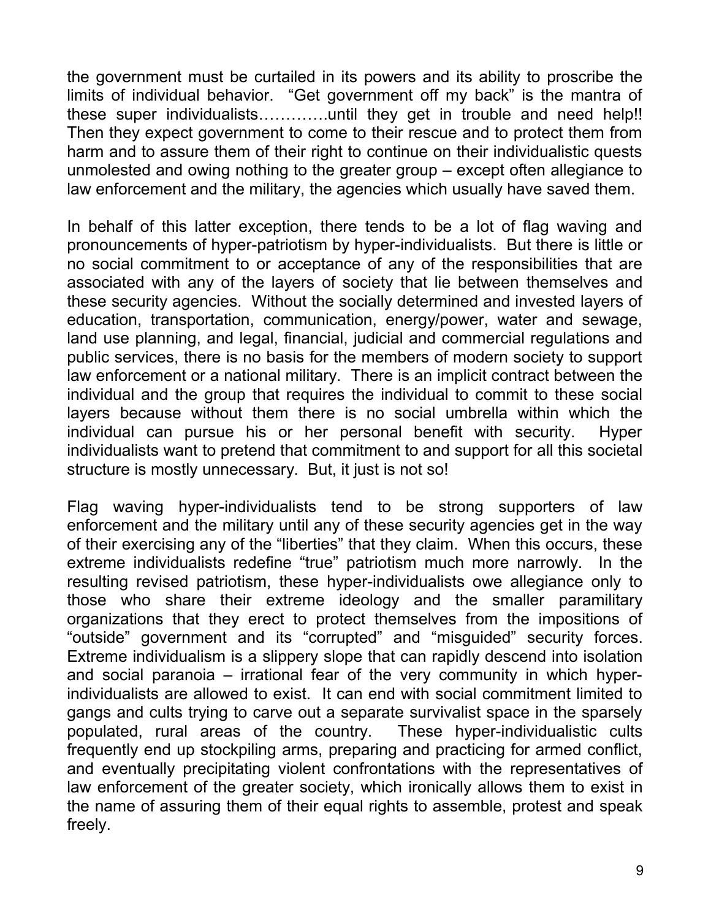the government must be curtailed in its powers and its ability to proscribe the limits of individual behavior. "Get government off my back" is the mantra of these super individualists………….until they get in trouble and need help!! Then they expect government to come to their rescue and to protect them from harm and to assure them of their right to continue on their individualistic quests unmolested and owing nothing to the greater group – except often allegiance to law enforcement and the military, the agencies which usually have saved them.

In behalf of this latter exception, there tends to be a lot of flag waving and pronouncements of hyper-patriotism by hyper-individualists. But there is little or no social commitment to or acceptance of any of the responsibilities that are associated with any of the layers of society that lie between themselves and these security agencies. Without the socially determined and invested layers of education, transportation, communication, energy/power, water and sewage, land use planning, and legal, financial, judicial and commercial regulations and public services, there is no basis for the members of modern society to support law enforcement or a national military. There is an implicit contract between the individual and the group that requires the individual to commit to these social layers because without them there is no social umbrella within which the individual can pursue his or her personal benefit with security. Hyper individualists want to pretend that commitment to and support for all this societal structure is mostly unnecessary. But, it just is not so!

Flag waving hyper-individualists tend to be strong supporters of law enforcement and the military until any of these security agencies get in the way of their exercising any of the "liberties" that they claim. When this occurs, these extreme individualists redefine "true" patriotism much more narrowly. In the resulting revised patriotism, these hyper-individualists owe allegiance only to those who share their extreme ideology and the smaller paramilitary organizations that they erect to protect themselves from the impositions of "outside" government and its "corrupted" and "misguided" security forces. Extreme individualism is a slippery slope that can rapidly descend into isolation and social paranoia – irrational fear of the very community in which hyper-individualists are allowed to exist. It can end with social commitment limited to gangs and cults trying to carve out a separate survivalist space in the sparsely populated, rural areas of the country. These hyper-individualistic cults frequently end up stockpiling arms, preparing and practicing for armed conflict, and eventually precipitating violent confrontations with the representatives of law enforcement of the greater society, which ironically allows them to exist in the name of assuring them of their equal rights to assemble, protest and speak freely.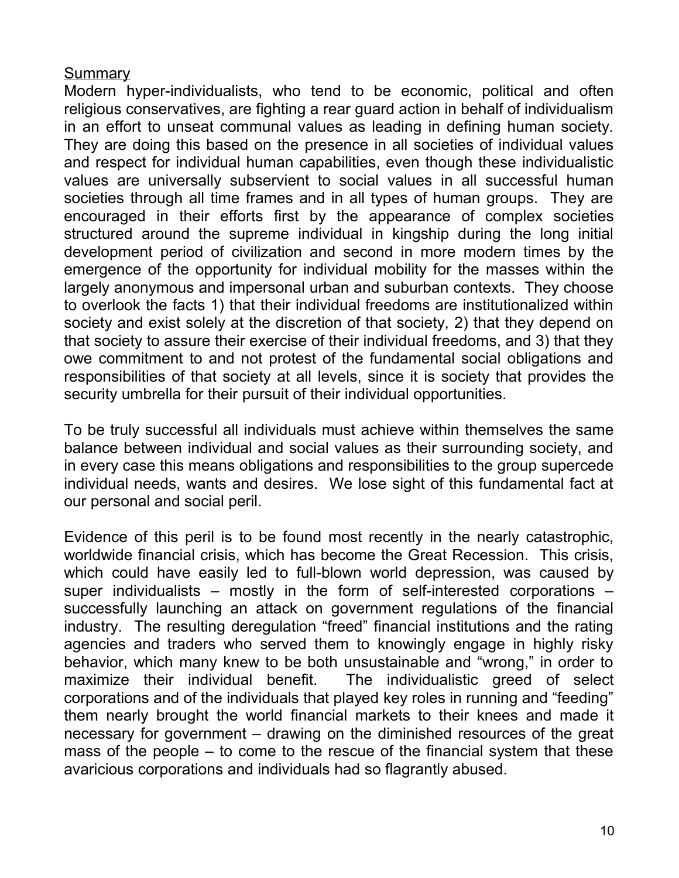## Summary

Modern hyper-individualists, who tend to be economic, political and often religious conservatives, are fighting a rear guard action in behalf of individualism in an effort to unseat communal values as leading in defining human society. They are doing this based on the presence in all societies of individual values and respect for individual human capabilities, even though these individualistic values are universally subservient to social values in all successful human societies through all time frames and in all types of human groups. They are encouraged in their efforts first by the appearance of complex societies structured around the supreme individual in kingship during the long initial development period of civilization and second in more modern times by the emergence of the opportunity for individual mobility for the masses within the largely anonymous and impersonal urban and suburban contexts. They choose to overlook the facts 1) that their individual freedoms are institutionalized within society and exist solely at the discretion of that society, 2) that they depend on that society to assure their exercise of their individual freedoms, and 3) that they owe commitment to and not protest of the fundamental social obligations and responsibilities of that society at all levels, since it is society that provides the security umbrella for their pursuit of their individual opportunities.

To be truly successful all individuals must achieve within themselves the same balance between individual and social values as their surrounding society, and in every case this means obligations and responsibilities to the group supercede individual needs, wants and desires. We lose sight of this fundamental fact at our personal and social peril.

Evidence of this peril is to be found most recently in the nearly catastrophic, worldwide financial crisis, which has become the Great Recession. This crisis, which could have easily led to full-blown world depression, was caused by super individualists – mostly in the form of self-interested corporations – successfully launching an attack on government regulations of the financial industry. The resulting deregulation "freed" financial institutions and the rating agencies and traders who served them to knowingly engage in highly risky behavior, which many knew to be both unsustainable and "wrong," in order to maximize their individual benefit. The individualistic greed of select corporations and of the individuals that played key roles in running and "feeding" them nearly brought the world financial markets to their knees and made it necessary for government – drawing on the diminished resources of the great mass of the people – to come to the rescue of the financial system that these avaricious corporations and individuals had so flagrantly abused.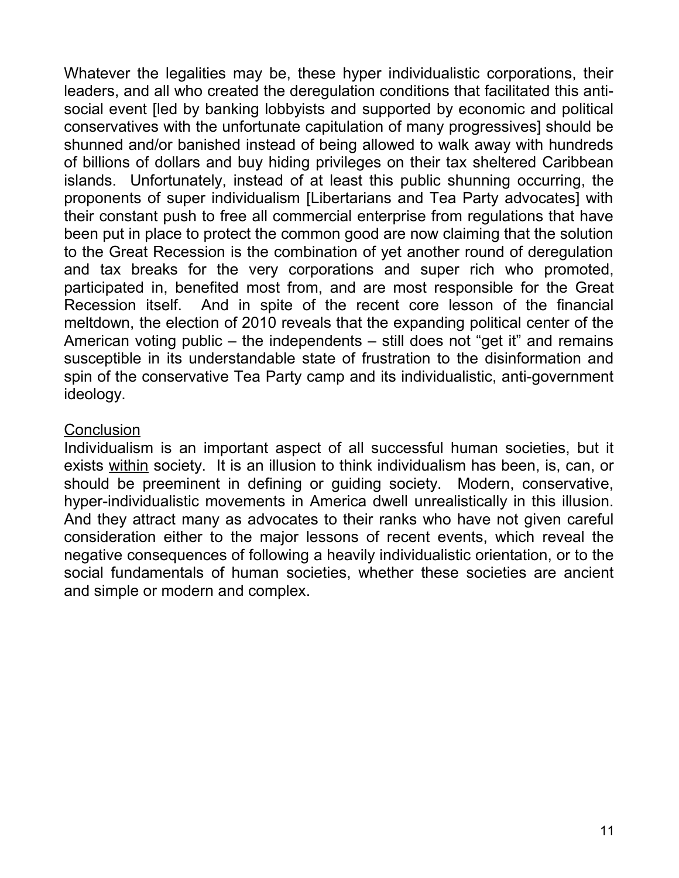Whatever the legalities may be, these hyper individualistic corporations, their leaders, and all who created the deregulation conditions that facilitated this anti-social event [led by banking lobbyists and supported by economic and political conservatives with the unfortunate capitulation of many progressives] should be shunned and/or banished instead of being allowed to walk away with hundreds of billions of dollars and buy hiding privileges on their tax sheltered Caribbean islands. Unfortunately, instead of at least this public shunning occurring, the proponents of super individualism [Libertarians and Tea Party advocates] with their constant push to free all commercial enterprise from regulations that have been put in place to protect the common good are now claiming that the solution to the Great Recession is the combination of yet another round of deregulation and tax breaks for the very corporations and super rich who promoted, participated in, benefited most from, and are most responsible for the Great Recession itself. And in spite of the recent core lesson of the financial meltdown, the election of 2010 reveals that the expanding political center of the American voting public – the independents – still does not "get it" and remains susceptible in its understandable state of frustration to the disinformation and spin of the conservative Tea Party camp and its individualistic, anti-government ideology.

## Conclusion

Individualism is an important aspect of all successful human societies, but it exists <u>within</u> society. It is an illusion to think individualism has been, is, can, or should be preeminent in defining or guiding society. Modern, conservative, hyper-individualistic movements in America dwell unrealistically in this illusion. And they attract many as advocates to their ranks who have not given careful consideration either to the major lessons of recent events, which reveal the negative consequences of following a heavily individualistic orientation, or to the social fundamentals of human societies, whether these societies are ancient and simple or modern and complex.